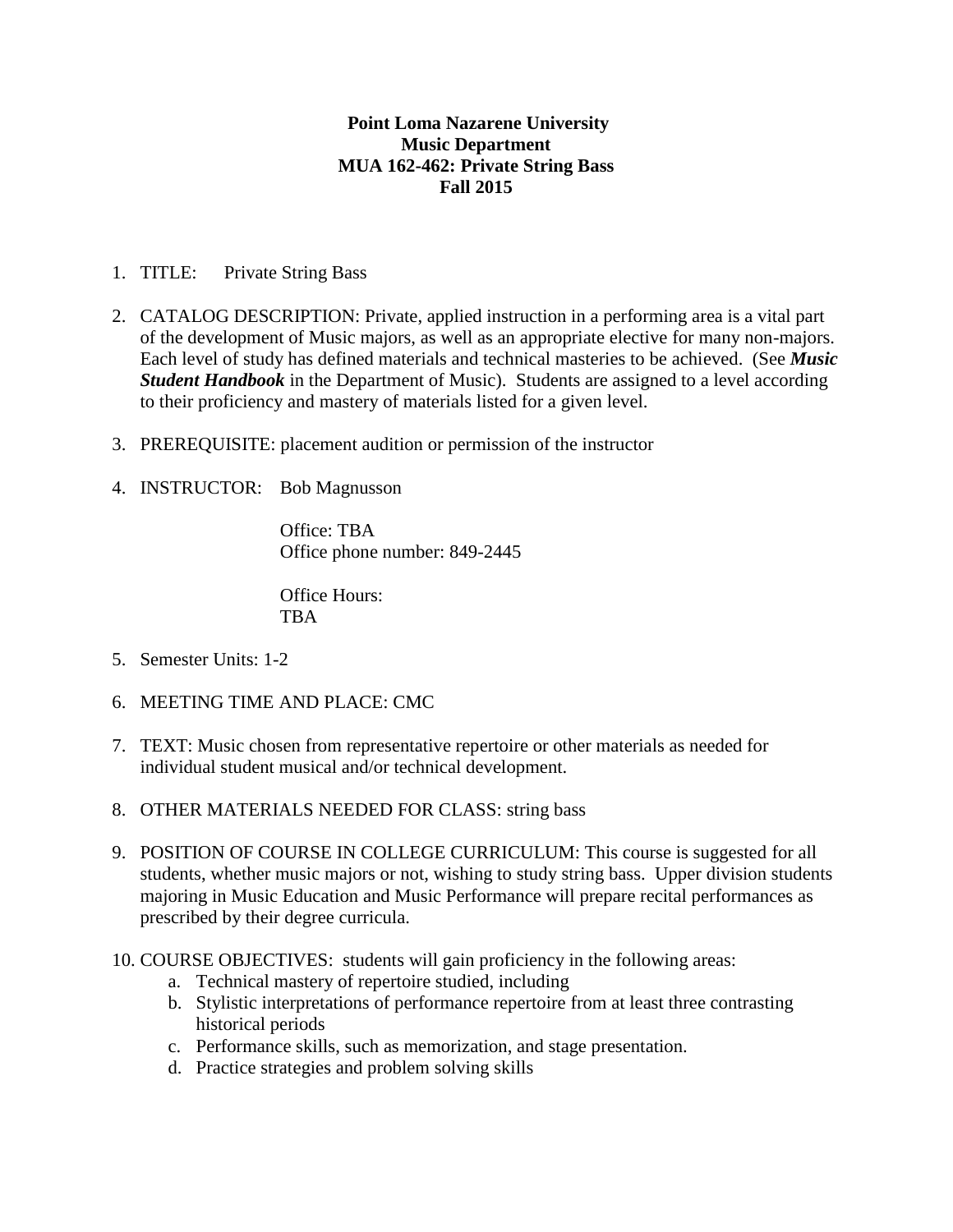**Point Loma Nazarene University**
**Music Department**
**MUA 162-462: Private String Bass**
**Fall 2015**

1. TITLE: Private String Bass

2. CATALOG DESCRIPTION: Private, applied instruction in a performing area is a vital part of the development of Music majors, as well as an appropriate elective for many non-majors. Each level of study has defined materials and technical masteries to be achieved. (See ***Music Student Handbook*** in the Department of Music). Students are assigned to a level according to their proficiency and mastery of materials listed for a given level.

3. PREREQUISITE: placement audition or permission of the instructor

4. INSTRUCTOR: Bob Magnusson

   Office: TBA
   Office phone number: 849-2445

   Office Hours:
   TBA

5. Semester Units: 1-2

6. MEETING TIME AND PLACE: CMC

7. TEXT: Music chosen from representative repertoire or other materials as needed for individual student musical and/or technical development.

8. OTHER MATERIALS NEEDED FOR CLASS: string bass

9. POSITION OF COURSE IN COLLEGE CURRICULUM: This course is suggested for all students, whether music majors or not, wishing to study string bass. Upper division students majoring in Music Education and Music Performance will prepare recital performances as prescribed by their degree curricula.

10. COURSE OBJECTIVES: students will gain proficiency in the following areas:
    a. Technical mastery of repertoire studied, including
    b. Stylistic interpretations of performance repertoire from at least three contrasting historical periods
    c. Performance skills, such as memorization, and stage presentation.
    d. Practice strategies and problem solving skills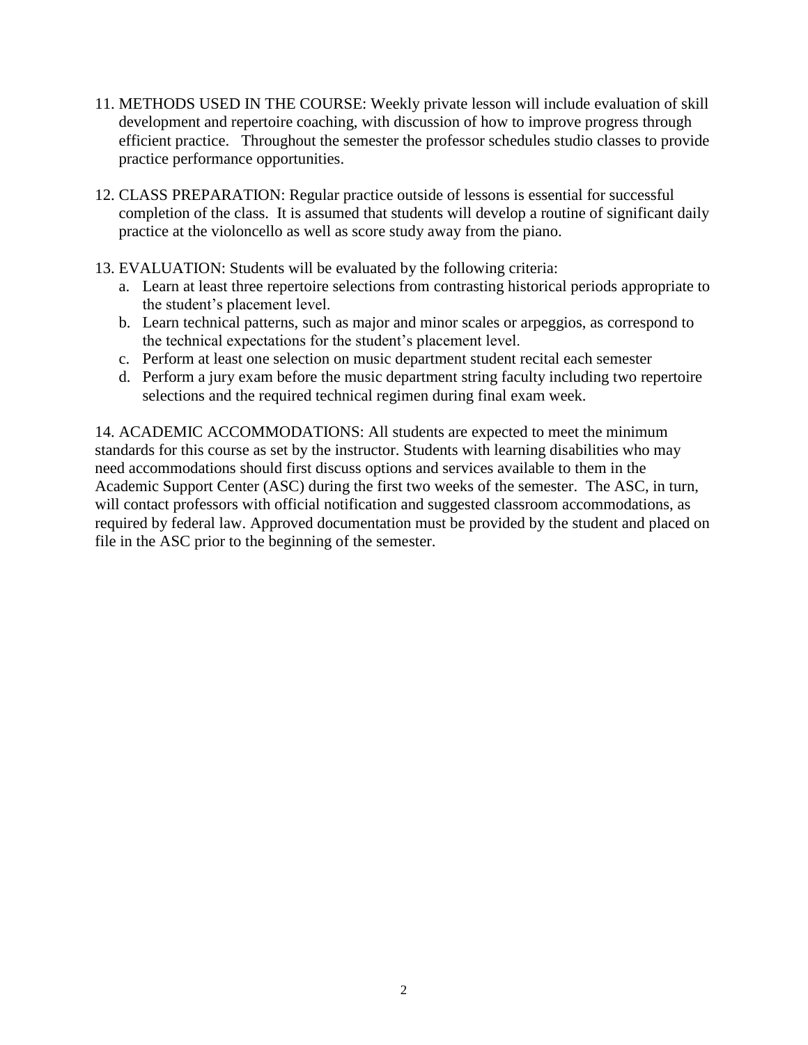11. METHODS USED IN THE COURSE: Weekly private lesson will include evaluation of skill development and repertoire coaching, with discussion of how to improve progress through efficient practice. Throughout the semester the professor schedules studio classes to provide practice performance opportunities.

12. CLASS PREPARATION: Regular practice outside of lessons is essential for successful completion of the class. It is assumed that students will develop a routine of significant daily practice at the violoncello as well as score study away from the piano.

13. EVALUATION: Students will be evaluated by the following criteria:
    a. Learn at least three repertoire selections from contrasting historical periods appropriate to the student's placement level.
    b. Learn technical patterns, such as major and minor scales or arpeggios, as correspond to the technical expectations for the student's placement level.
    c. Perform at least one selection on music department student recital each semester
    d. Perform a jury exam before the music department string faculty including two repertoire selections and the required technical regimen during final exam week.

14. ACADEMIC ACCOMMODATIONS: All students are expected to meet the minimum standards for this course as set by the instructor. Students with learning disabilities who may need accommodations should first discuss options and services available to them in the Academic Support Center (ASC) during the first two weeks of the semester. The ASC, in turn, will contact professors with official notification and suggested classroom accommodations, as required by federal law. Approved documentation must be provided by the student and placed on file in the ASC prior to the beginning of the semester.